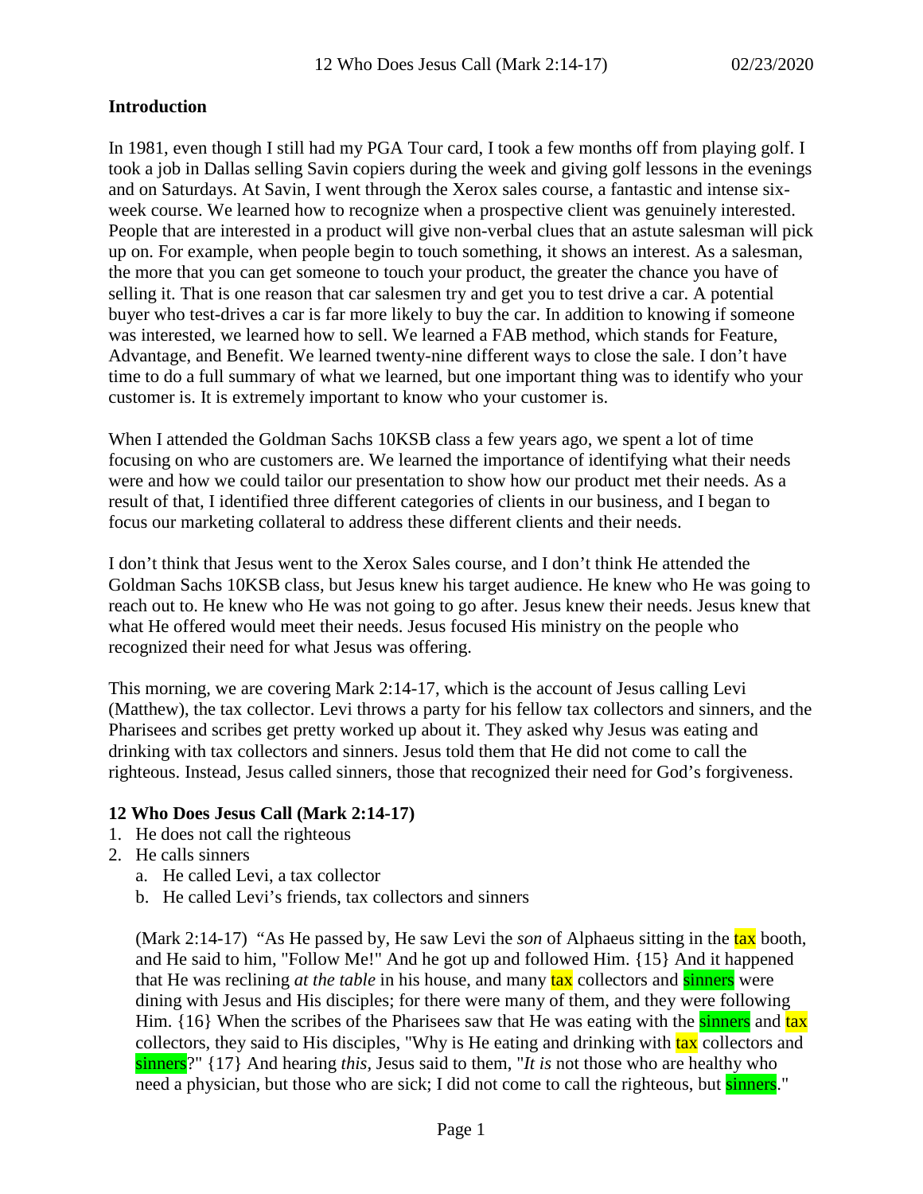## Introduction

In 1981, even though I still had my PGA Tour card, I took a few months off from playing golf. I took a job in Dallas selling Savin copiers during the week and giving golf lessons in the evenings and on Saturdays. At Savin, I went through the Xerox sales course, a fantastic and intense six-week course. We learned how to recognize when a prospective client was genuinely interested. People that are interested in a product will give non-verbal clues that an astute salesman will pick up on. For example, when people begin to touch something, it shows an interest. As a salesman, the more that you can get someone to touch your product, the greater the chance you have of selling it. That is one reason that car salesmen try and get you to test drive a car. A potential buyer who test-drives a car is far more likely to buy the car. In addition to knowing if someone was interested, we learned how to sell. We learned a FAB method, which stands for Feature, Advantage, and Benefit. We learned twenty-nine different ways to close the sale. I don't have time to do a full summary of what we learned, but one important thing was to identify who your customer is. It is extremely important to know who your customer is.

When I attended the Goldman Sachs 10KSB class a few years ago, we spent a lot of time focusing on who are customers are. We learned the importance of identifying what their needs were and how we could tailor our presentation to show how our product met their needs. As a result of that, I identified three different categories of clients in our business, and I began to focus our marketing collateral to address these different clients and their needs.

I don't think that Jesus went to the Xerox Sales course, and I don't think He attended the Goldman Sachs 10KSB class, but Jesus knew his target audience. He knew who He was going to reach out to. He knew who He was not going to go after. Jesus knew their needs. Jesus knew that what He offered would meet their needs. Jesus focused His ministry on the people who recognized their need for what Jesus was offering.

This morning, we are covering Mark 2:14-17, which is the account of Jesus calling Levi (Matthew), the tax collector. Levi throws a party for his fellow tax collectors and sinners, and the Pharisees and scribes get pretty worked up about it. They asked why Jesus was eating and drinking with tax collectors and sinners. Jesus told them that He did not come to call the righteous. Instead, Jesus called sinners, those that recognized their need for God's forgiveness.

## 12 Who Does Jesus Call (Mark 2:14-17)

1. He does not call the righteous
2. He calls sinners
   a. He called Levi, a tax collector
   b. He called Levi's friends, tax collectors and sinners

(Mark 2:14-17) "As He passed by, He saw Levi the *son* of Alphaeus sitting in the tax booth, and He said to him, "Follow Me!" And he got up and followed Him. {15} And it happened that He was reclining *at the table* in his house, and many tax collectors and sinners were dining with Jesus and His disciples; for there were many of them, and they were following Him. {16} When the scribes of the Pharisees saw that He was eating with the sinners and tax collectors, they said to His disciples, "Why is He eating and drinking with tax collectors and sinners?" {17} And hearing *this*, Jesus said to them, "*It is* not those who are healthy who need a physician, but those who are sick; I did not come to call the righteous, but sinners."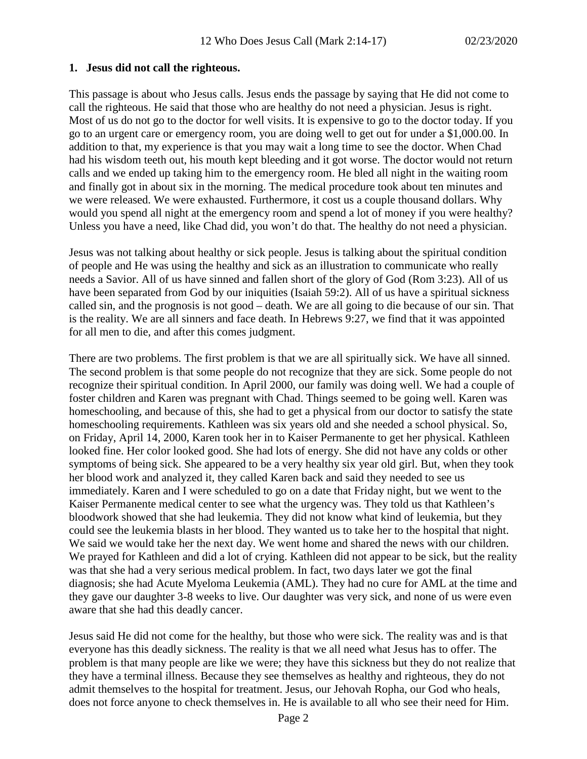## 1. Jesus did not call the righteous.

This passage is about who Jesus calls. Jesus ends the passage by saying that He did not come to call the righteous. He said that those who are healthy do not need a physician. Jesus is right. Most of us do not go to the doctor for well visits. It is expensive to go to the doctor today. If you go to an urgent care or emergency room, you are doing well to get out for under a $1,000.00. In addition to that, my experience is that you may wait a long time to see the doctor. When Chad had his wisdom teeth out, his mouth kept bleeding and it got worse. The doctor would not return calls and we ended up taking him to the emergency room. He bled all night in the waiting room and finally got in about six in the morning. The medical procedure took about ten minutes and we were released. We were exhausted. Furthermore, it cost us a couple thousand dollars. Why would you spend all night at the emergency room and spend a lot of money if you were healthy? Unless you have a need, like Chad did, you won't do that. The healthy do not need a physician.

Jesus was not talking about healthy or sick people. Jesus is talking about the spiritual condition of people and He was using the healthy and sick as an illustration to communicate who really needs a Savior. All of us have sinned and fallen short of the glory of God (Rom 3:23). All of us have been separated from God by our iniquities (Isaiah 59:2). All of us have a spiritual sickness called sin, and the prognosis is not good – death. We are all going to die because of our sin. That is the reality. We are all sinners and face death. In Hebrews 9:27, we find that it was appointed for all men to die, and after this comes judgment.

There are two problems. The first problem is that we are all spiritually sick. We have all sinned. The second problem is that some people do not recognize that they are sick. Some people do not recognize their spiritual condition. In April 2000, our family was doing well. We had a couple of foster children and Karen was pregnant with Chad. Things seemed to be going well. Karen was homeschooling, and because of this, she had to get a physical from our doctor to satisfy the state homeschooling requirements. Kathleen was six years old and she needed a school physical. So, on Friday, April 14, 2000, Karen took her in to Kaiser Permanente to get her physical. Kathleen looked fine. Her color looked good. She had lots of energy. She did not have any colds or other symptoms of being sick. She appeared to be a very healthy six year old girl. But, when they took her blood work and analyzed it, they called Karen back and said they needed to see us immediately. Karen and I were scheduled to go on a date that Friday night, but we went to the Kaiser Permanente medical center to see what the urgency was. They told us that Kathleen's bloodwork showed that she had leukemia. They did not know what kind of leukemia, but they could see the leukemia blasts in her blood. They wanted us to take her to the hospital that night. We said we would take her the next day. We went home and shared the news with our children. We prayed for Kathleen and did a lot of crying. Kathleen did not appear to be sick, but the reality was that she had a very serious medical problem. In fact, two days later we got the final diagnosis; she had Acute Myeloma Leukemia (AML). They had no cure for AML at the time and they gave our daughter 3-8 weeks to live. Our daughter was very sick, and none of us were even aware that she had this deadly cancer.

Jesus said He did not come for the healthy, but those who were sick. The reality was and is that everyone has this deadly sickness. The reality is that we all need what Jesus has to offer. The problem is that many people are like we were; they have this sickness but they do not realize that they have a terminal illness. Because they see themselves as healthy and righteous, they do not admit themselves to the hospital for treatment. Jesus, our Jehovah Ropha, our God who heals, does not force anyone to check themselves in. He is available to all who see their need for Him.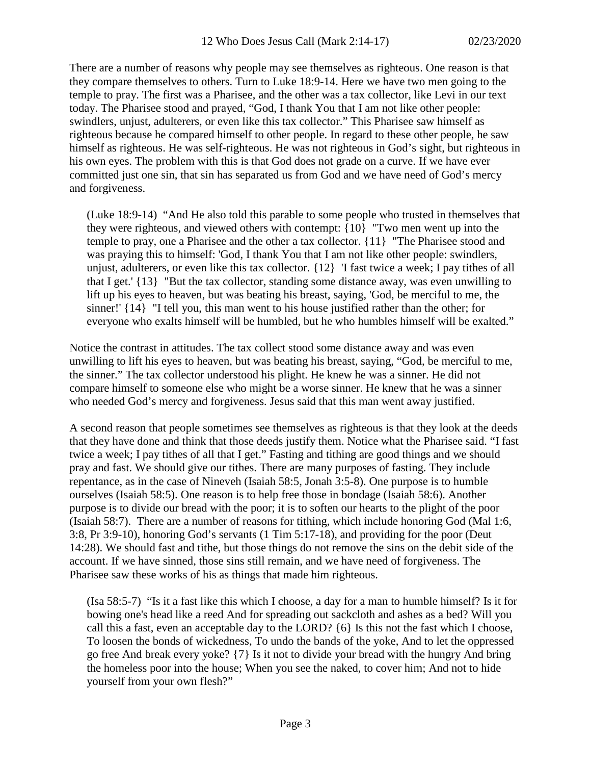There are a number of reasons why people may see themselves as righteous. One reason is that they compare themselves to others. Turn to Luke 18:9-14. Here we have two men going to the temple to pray. The first was a Pharisee, and the other was a tax collector, like Levi in our text today. The Pharisee stood and prayed, "God, I thank You that I am not like other people: swindlers, unjust, adulterers, or even like this tax collector." This Pharisee saw himself as righteous because he compared himself to other people. In regard to these other people, he saw himself as righteous. He was self-righteous. He was not righteous in God's sight, but righteous in his own eyes. The problem with this is that God does not grade on a curve. If we have ever committed just one sin, that sin has separated us from God and we have need of God's mercy and forgiveness.

> (Luke 18:9-14) "And He also told this parable to some people who trusted in themselves that they were righteous, and viewed others with contempt: {10} "Two men went up into the temple to pray, one a Pharisee and the other a tax collector. {11} "The Pharisee stood and was praying this to himself: 'God, I thank You that I am not like other people: swindlers, unjust, adulterers, or even like this tax collector. {12} 'I fast twice a week; I pay tithes of all that I get.' {13} "But the tax collector, standing some distance away, was even unwilling to lift up his eyes to heaven, but was beating his breast, saying, 'God, be merciful to me, the sinner!' {14} "I tell you, this man went to his house justified rather than the other; for everyone who exalts himself will be humbled, but he who humbles himself will be exalted."

Notice the contrast in attitudes. The tax collect stood some distance away and was even unwilling to lift his eyes to heaven, but was beating his breast, saying, "God, be merciful to me, the sinner." The tax collector understood his plight. He knew he was a sinner. He did not compare himself to someone else who might be a worse sinner. He knew that he was a sinner who needed God's mercy and forgiveness. Jesus said that this man went away justified.

A second reason that people sometimes see themselves as righteous is that they look at the deeds that they have done and think that those deeds justify them. Notice what the Pharisee said. "I fast twice a week; I pay tithes of all that I get." Fasting and tithing are good things and we should pray and fast. We should give our tithes. There are many purposes of fasting. They include repentance, as in the case of Nineveh (Isaiah 58:5, Jonah 3:5-8). One purpose is to humble ourselves (Isaiah 58:5). One reason is to help free those in bondage (Isaiah 58:6). Another purpose is to divide our bread with the poor; it is to soften our hearts to the plight of the poor (Isaiah 58:7). There are a number of reasons for tithing, which include honoring God (Mal 1:6, 3:8, Pr 3:9-10), honoring God's servants (1 Tim 5:17-18), and providing for the poor (Deut 14:28). We should fast and tithe, but those things do not remove the sins on the debit side of the account. If we have sinned, those sins still remain, and we have need of forgiveness. The Pharisee saw these works of his as things that made him righteous.

> (Isa 58:5-7) "Is it a fast like this which I choose, a day for a man to humble himself? Is it for bowing one's head like a reed And for spreading out sackcloth and ashes as a bed? Will you call this a fast, even an acceptable day to the LORD? {6} Is this not the fast which I choose, To loosen the bonds of wickedness, To undo the bands of the yoke, And to let the oppressed go free And break every yoke? {7} Is it not to divide your bread with the hungry And bring the homeless poor into the house; When you see the naked, to cover him; And not to hide yourself from your own flesh?"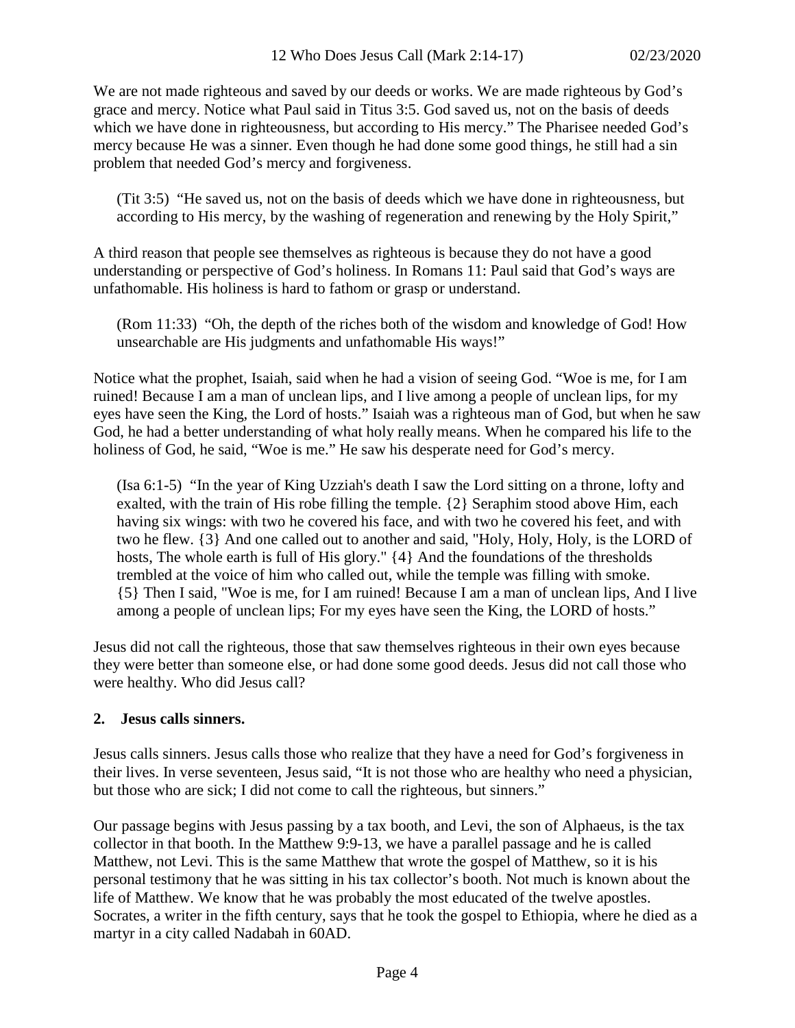We are not made righteous and saved by our deeds or works. We are made righteous by God's grace and mercy. Notice what Paul said in Titus 3:5. God saved us, not on the basis of deeds which we have done in righteousness, but according to His mercy." The Pharisee needed God's mercy because He was a sinner. Even though he had done some good things, he still had a sin problem that needed God's mercy and forgiveness.

> (Tit 3:5) "He saved us, not on the basis of deeds which we have done in righteousness, but according to His mercy, by the washing of regeneration and renewing by the Holy Spirit,"

A third reason that people see themselves as righteous is because they do not have a good understanding or perspective of God's holiness. In Romans 11: Paul said that God's ways are unfathomable. His holiness is hard to fathom or grasp or understand.

> (Rom 11:33) "Oh, the depth of the riches both of the wisdom and knowledge of God! How unsearchable are His judgments and unfathomable His ways!"

Notice what the prophet, Isaiah, said when he had a vision of seeing God. "Woe is me, for I am ruined! Because I am a man of unclean lips, and I live among a people of unclean lips, for my eyes have seen the King, the Lord of hosts." Isaiah was a righteous man of God, but when he saw God, he had a better understanding of what holy really means. When he compared his life to the holiness of God, he said, "Woe is me." He saw his desperate need for God's mercy.

> (Isa 6:1-5) "In the year of King Uzziah's death I saw the Lord sitting on a throne, lofty and exalted, with the train of His robe filling the temple. {2} Seraphim stood above Him, each having six wings: with two he covered his face, and with two he covered his feet, and with two he flew. {3} And one called out to another and said, "Holy, Holy, Holy, is the LORD of hosts, The whole earth is full of His glory." {4} And the foundations of the thresholds trembled at the voice of him who called out, while the temple was filling with smoke. {5} Then I said, "Woe is me, for I am ruined! Because I am a man of unclean lips, And I live among a people of unclean lips; For my eyes have seen the King, the LORD of hosts."

Jesus did not call the righteous, those that saw themselves righteous in their own eyes because they were better than someone else, or had done some good deeds. Jesus did not call those who were healthy. Who did Jesus call?

**2. Jesus calls sinners.**

Jesus calls sinners. Jesus calls those who realize that they have a need for God's forgiveness in their lives. In verse seventeen, Jesus said, "It is not those who are healthy who need a physician, but those who are sick; I did not come to call the righteous, but sinners."

Our passage begins with Jesus passing by a tax booth, and Levi, the son of Alphaeus, is the tax collector in that booth. In the Matthew 9:9-13, we have a parallel passage and he is called Matthew, not Levi. This is the same Matthew that wrote the gospel of Matthew, so it is his personal testimony that he was sitting in his tax collector's booth. Not much is known about the life of Matthew. We know that he was probably the most educated of the twelve apostles. Socrates, a writer in the fifth century, says that he took the gospel to Ethiopia, where he died as a martyr in a city called Nadabah in 60AD.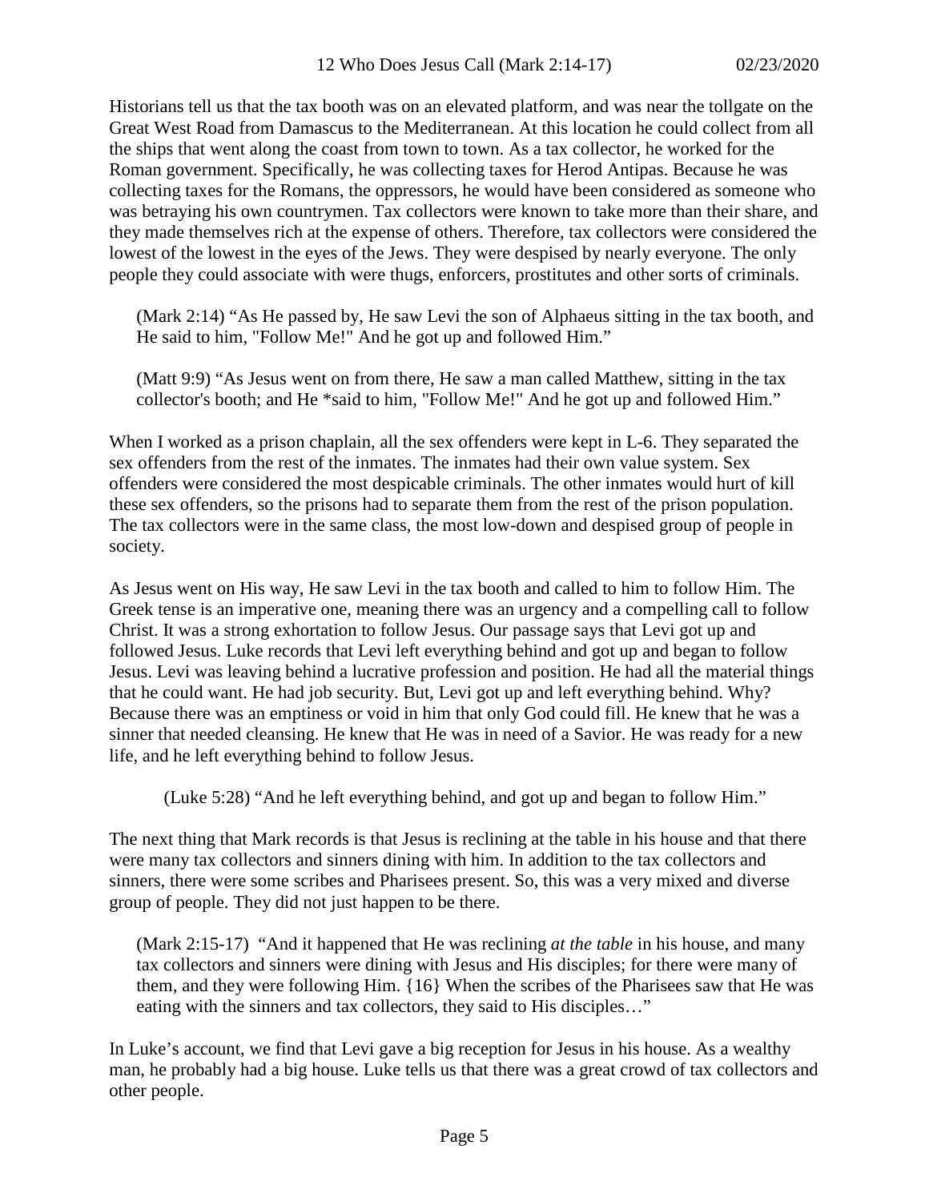Historians tell us that the tax booth was on an elevated platform, and was near the tollgate on the Great West Road from Damascus to the Mediterranean. At this location he could collect from all the ships that went along the coast from town to town. As a tax collector, he worked for the Roman government. Specifically, he was collecting taxes for Herod Antipas. Because he was collecting taxes for the Romans, the oppressors, he would have been considered as someone who was betraying his own countrymen. Tax collectors were known to take more than their share, and they made themselves rich at the expense of others. Therefore, tax collectors were considered the lowest of the lowest in the eyes of the Jews. They were despised by nearly everyone. The only people they could associate with were thugs, enforcers, prostitutes and other sorts of criminals.

> (Mark 2:14) "As He passed by, He saw Levi the son of Alphaeus sitting in the tax booth, and He said to him, "Follow Me!" And he got up and followed Him."

> (Matt 9:9) "As Jesus went on from there, He saw a man called Matthew, sitting in the tax collector's booth; and He *said to him, "Follow Me!" And he got up and followed Him."

When I worked as a prison chaplain, all the sex offenders were kept in L-6. They separated the sex offenders from the rest of the inmates. The inmates had their own value system. Sex offenders were considered the most despicable criminals. The other inmates would hurt of kill these sex offenders, so the prisons had to separate them from the rest of the prison population. The tax collectors were in the same class, the most low-down and despised group of people in society.

As Jesus went on His way, He saw Levi in the tax booth and called to him to follow Him. The Greek tense is an imperative one, meaning there was an urgency and a compelling call to follow Christ. It was a strong exhortation to follow Jesus. Our passage says that Levi got up and followed Jesus. Luke records that Levi left everything behind and got up and began to follow Jesus. Levi was leaving behind a lucrative profession and position. He had all the material things that he could want. He had job security. But, Levi got up and left everything behind. Why? Because there was an emptiness or void in him that only God could fill. He knew that he was a sinner that needed cleansing. He knew that He was in need of a Savior. He was ready for a new life, and he left everything behind to follow Jesus.

> (Luke 5:28) "And he left everything behind, and got up and began to follow Him."

The next thing that Mark records is that Jesus is reclining at the table in his house and that there were many tax collectors and sinners dining with him. In addition to the tax collectors and sinners, there were some scribes and Pharisees present. So, this was a very mixed and diverse group of people. They did not just happen to be there.

> (Mark 2:15-17) "And it happened that He was reclining *at the table* in his house, and many tax collectors and sinners were dining with Jesus and His disciples; for there were many of them, and they were following Him. {16} When the scribes of the Pharisees saw that He was eating with the sinners and tax collectors, they said to His disciples…"

In Luke's account, we find that Levi gave a big reception for Jesus in his house. As a wealthy man, he probably had a big house. Luke tells us that there was a great crowd of tax collectors and other people.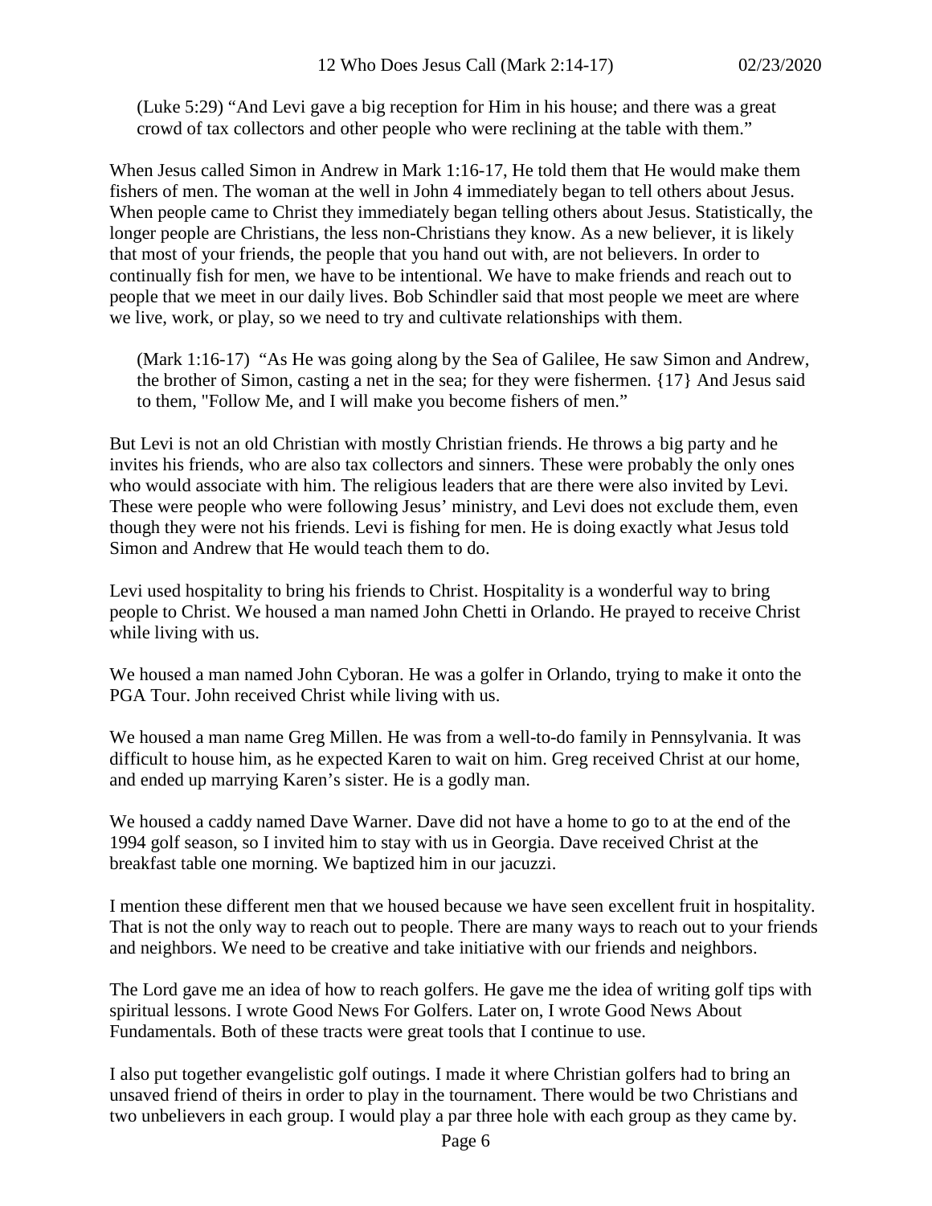(Luke 5:29) "And Levi gave a big reception for Him in his house; and there was a great crowd of tax collectors and other people who were reclining at the table with them."

When Jesus called Simon in Andrew in Mark 1:16-17, He told them that He would make them fishers of men. The woman at the well in John 4 immediately began to tell others about Jesus. When people came to Christ they immediately began telling others about Jesus. Statistically, the longer people are Christians, the less non-Christians they know. As a new believer, it is likely that most of your friends, the people that you hand out with, are not believers. In order to continually fish for men, we have to be intentional. We have to make friends and reach out to people that we meet in our daily lives. Bob Schindler said that most people we meet are where we live, work, or play, so we need to try and cultivate relationships with them.

(Mark 1:16-17) "As He was going along by the Sea of Galilee, He saw Simon and Andrew, the brother of Simon, casting a net in the sea; for they were fishermen. {17} And Jesus said to them, "Follow Me, and I will make you become fishers of men."

But Levi is not an old Christian with mostly Christian friends. He throws a big party and he invites his friends, who are also tax collectors and sinners. These were probably the only ones who would associate with him. The religious leaders that are there were also invited by Levi. These were people who were following Jesus' ministry, and Levi does not exclude them, even though they were not his friends. Levi is fishing for men. He is doing exactly what Jesus told Simon and Andrew that He would teach them to do.

Levi used hospitality to bring his friends to Christ. Hospitality is a wonderful way to bring people to Christ. We housed a man named John Chetti in Orlando. He prayed to receive Christ while living with us.

We housed a man named John Cyboran. He was a golfer in Orlando, trying to make it onto the PGA Tour. John received Christ while living with us.

We housed a man name Greg Millen. He was from a well-to-do family in Pennsylvania. It was difficult to house him, as he expected Karen to wait on him. Greg received Christ at our home, and ended up marrying Karen's sister. He is a godly man.

We housed a caddy named Dave Warner. Dave did not have a home to go to at the end of the 1994 golf season, so I invited him to stay with us in Georgia. Dave received Christ at the breakfast table one morning. We baptized him in our jacuzzi.

I mention these different men that we housed because we have seen excellent fruit in hospitality. That is not the only way to reach out to people. There are many ways to reach out to your friends and neighbors. We need to be creative and take initiative with our friends and neighbors.

The Lord gave me an idea of how to reach golfers. He gave me the idea of writing golf tips with spiritual lessons. I wrote Good News For Golfers. Later on, I wrote Good News About Fundamentals. Both of these tracts were great tools that I continue to use.

I also put together evangelistic golf outings. I made it where Christian golfers had to bring an unsaved friend of theirs in order to play in the tournament. There would be two Christians and two unbelievers in each group. I would play a par three hole with each group as they came by.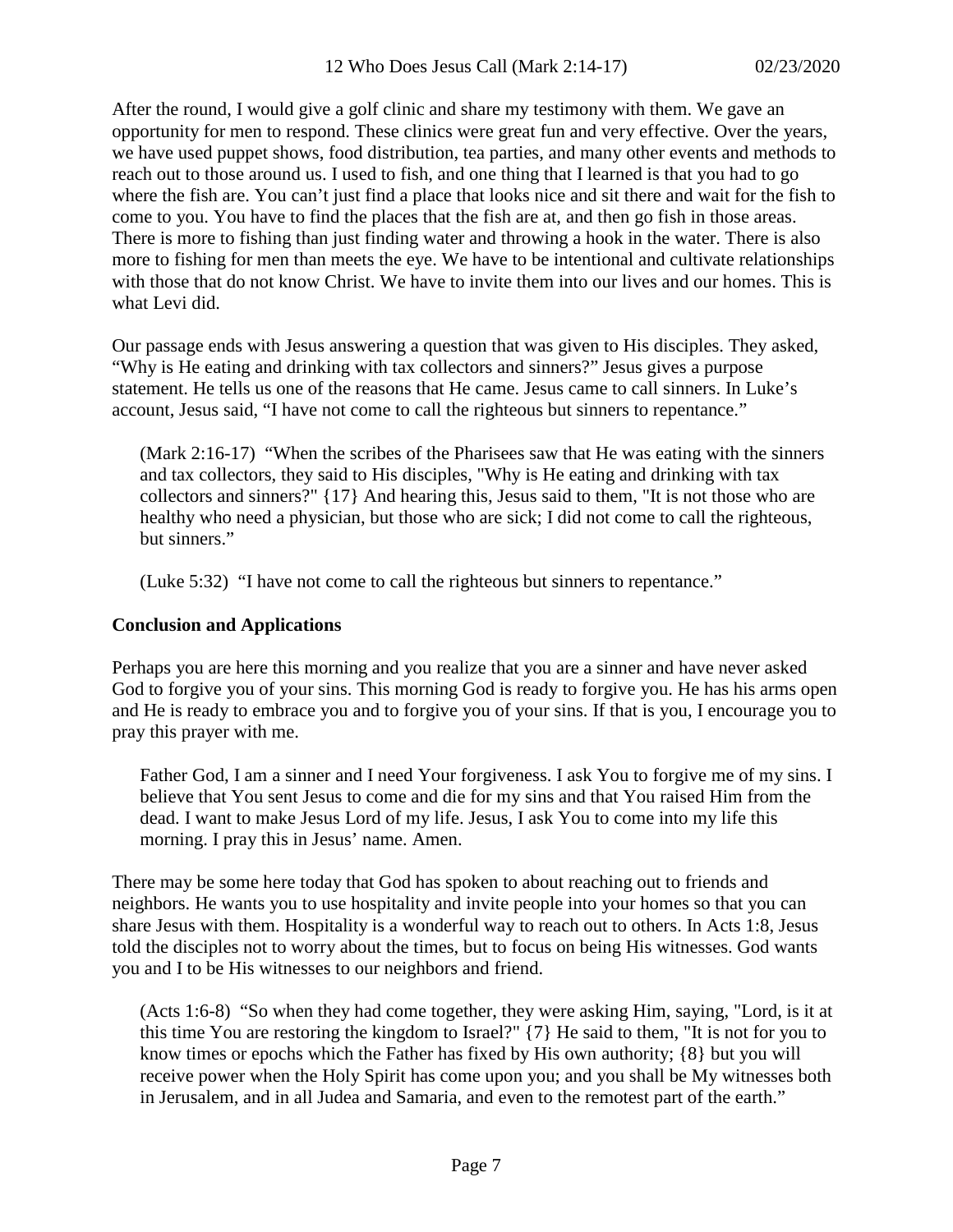After the round, I would give a golf clinic and share my testimony with them. We gave an opportunity for men to respond. These clinics were great fun and very effective. Over the years, we have used puppet shows, food distribution, tea parties, and many other events and methods to reach out to those around us. I used to fish, and one thing that I learned is that you had to go where the fish are. You can't just find a place that looks nice and sit there and wait for the fish to come to you. You have to find the places that the fish are at, and then go fish in those areas. There is more to fishing than just finding water and throwing a hook in the water. There is also more to fishing for men than meets the eye. We have to be intentional and cultivate relationships with those that do not know Christ. We have to invite them into our lives and our homes. This is what Levi did.

Our passage ends with Jesus answering a question that was given to His disciples. They asked, "Why is He eating and drinking with tax collectors and sinners?" Jesus gives a purpose statement. He tells us one of the reasons that He came. Jesus came to call sinners. In Luke's account, Jesus said, "I have not come to call the righteous but sinners to repentance."

> (Mark 2:16-17) "When the scribes of the Pharisees saw that He was eating with the sinners and tax collectors, they said to His disciples, "Why is He eating and drinking with tax collectors and sinners?" {17} And hearing this, Jesus said to them, "It is not those who are healthy who need a physician, but those who are sick; I did not come to call the righteous, but sinners."

> (Luke 5:32) "I have not come to call the righteous but sinners to repentance."

**Conclusion and Applications**

Perhaps you are here this morning and you realize that you are a sinner and have never asked God to forgive you of your sins. This morning God is ready to forgive you. He has his arms open and He is ready to embrace you and to forgive you of your sins. If that is you, I encourage you to pray this prayer with me.

> Father God, I am a sinner and I need Your forgiveness. I ask You to forgive me of my sins. I believe that You sent Jesus to come and die for my sins and that You raised Him from the dead. I want to make Jesus Lord of my life. Jesus, I ask You to come into my life this morning. I pray this in Jesus' name. Amen.

There may be some here today that God has spoken to about reaching out to friends and neighbors. He wants you to use hospitality and invite people into your homes so that you can share Jesus with them. Hospitality is a wonderful way to reach out to others. In Acts 1:8, Jesus told the disciples not to worry about the times, but to focus on being His witnesses. God wants you and I to be His witnesses to our neighbors and friend.

> (Acts 1:6-8) "So when they had come together, they were asking Him, saying, "Lord, is it at this time You are restoring the kingdom to Israel?" {7} He said to them, "It is not for you to know times or epochs which the Father has fixed by His own authority; {8} but you will receive power when the Holy Spirit has come upon you; and you shall be My witnesses both in Jerusalem, and in all Judea and Samaria, and even to the remotest part of the earth."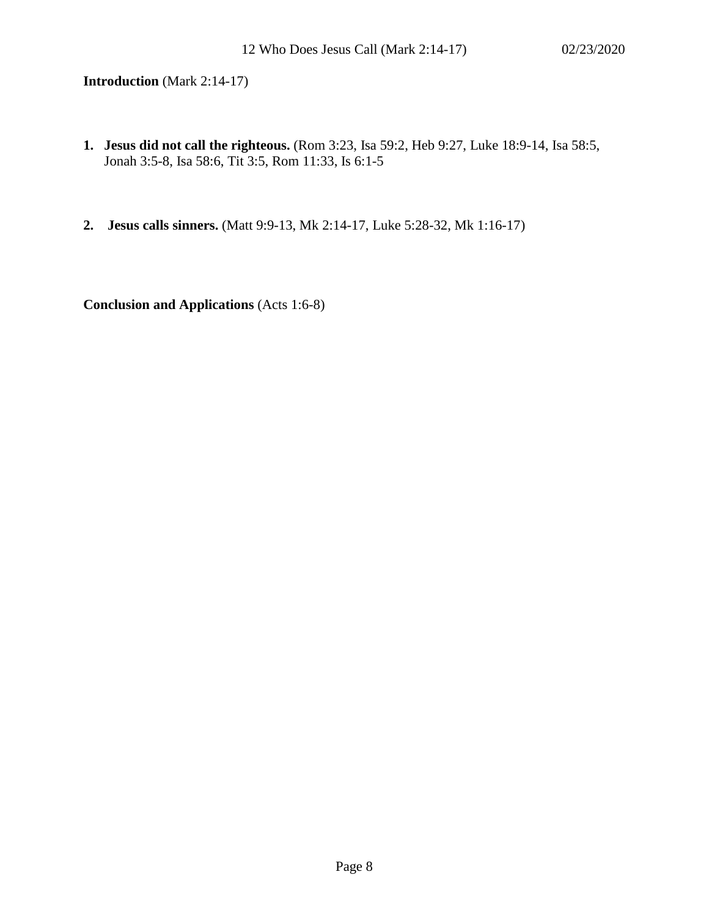**Introduction** (Mark 2:14-17)

1. **Jesus did not call the righteous.** (Rom 3:23, Isa 59:2, Heb 9:27, Luke 18:9-14, Isa 58:5, Jonah 3:5-8, Isa 58:6, Tit 3:5, Rom 11:33, Is 6:1-5

2. **Jesus calls sinners.** (Matt 9:9-13, Mk 2:14-17, Luke 5:28-32, Mk 1:16-17)

**Conclusion and Applications** (Acts 1:6-8)